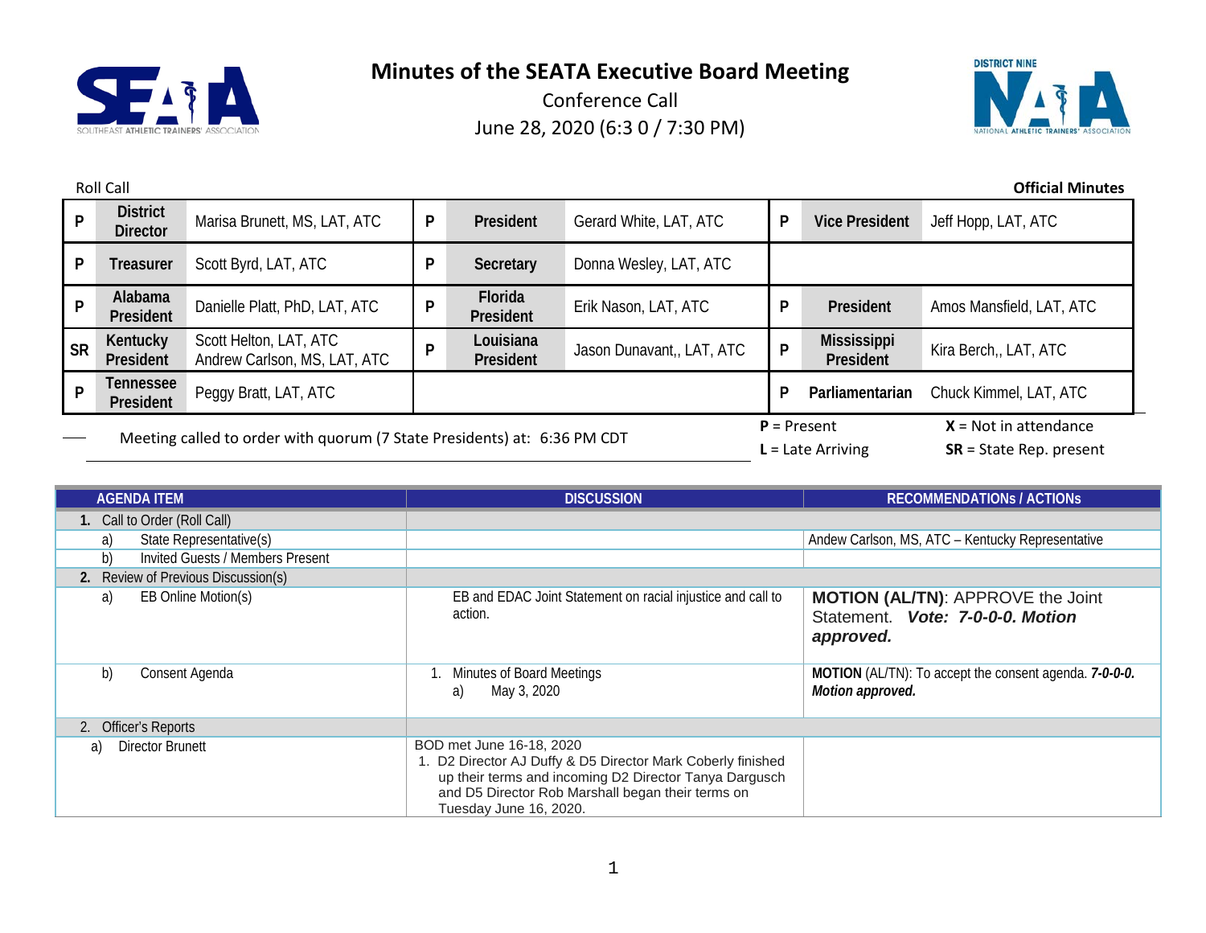# Minutes of the SEATA Executive Board Meeting

Conference Call

June 28, 2020 (6:3 0 / 7:30 PM)

Roll Call

**Official Minutes**

| | | | | | | | | |
|---|---|---|---|---|---|---|---|---|
| P | **District Director** | Marisa Brunett, MS, LAT, ATC | P | **President** | Gerard White, LAT, ATC | P | **Vice President** | Jeff Hopp, LAT, ATC |
| P | **Treasurer** | Scott Byrd, LAT, ATC | P | **Secretary** | Donna Wesley, LAT, ATC | | | |
| P | **Alabama President** | Danielle Platt, PhD, LAT, ATC | P | **Florida President** | Erik Nason, LAT, ATC | P | **President** | Amos Mansfield, LAT, ATC |
| SR | **Kentucky President** | Scott Helton, LAT, ATC<br>Andrew Carlson, MS, LAT, ATC | P | **Louisiana President** | Jason Dunavant,, LAT, ATC | P | **Mississippi President** | Kira Berch,, LAT, ATC |
| P | **Tennessee President** | Peggy Bratt, LAT, ATC | | | | P | **Parliamentarian** | Chuck Kimmel, LAT, ATC |

Meeting called to order with quorum (7 State Presidents) at: 6:36 PM CDT

**P** = Present **X** = Not in attendance
**L** = Late Arriving **SR** = State Rep. present

| AGENDA ITEM | DISCUSSION | RECOMMENDATIONs / ACTIONs |
|---|---|---|
| **1.** Call to Order (Roll Call) | | |
| a) State Representative(s) | | Andew Carlson, MS, ATC – Kentucky Representative |
| b) Invited Guests / Members Present | | |
| **2.** Review of Previous Discussion(s) | | |
| a) EB Online Motion(s) | EB and EDAC Joint Statement on racial injustice and call to action. | **MOTION (AL/TN)**: APPROVE the Joint Statement. ***Vote: 7-0-0-0. Motion approved.*** |
| b) Consent Agenda | 1. Minutes of Board Meetings<br>a) May 3, 2020 | **MOTION** (AL/TN): To accept the consent agenda. ***7-0-0-0. Motion approved.*** |
| 2. Officer's Reports | | |
| a) Director Brunett | BOD met June 16-18, 2020<br>1. D2 Director AJ Duffy & D5 Director Mark Coberly finished up their terms and incoming D2 Director Tanya Dargusch and D5 Director Rob Marshall began their terms on Tuesday June 16, 2020. | |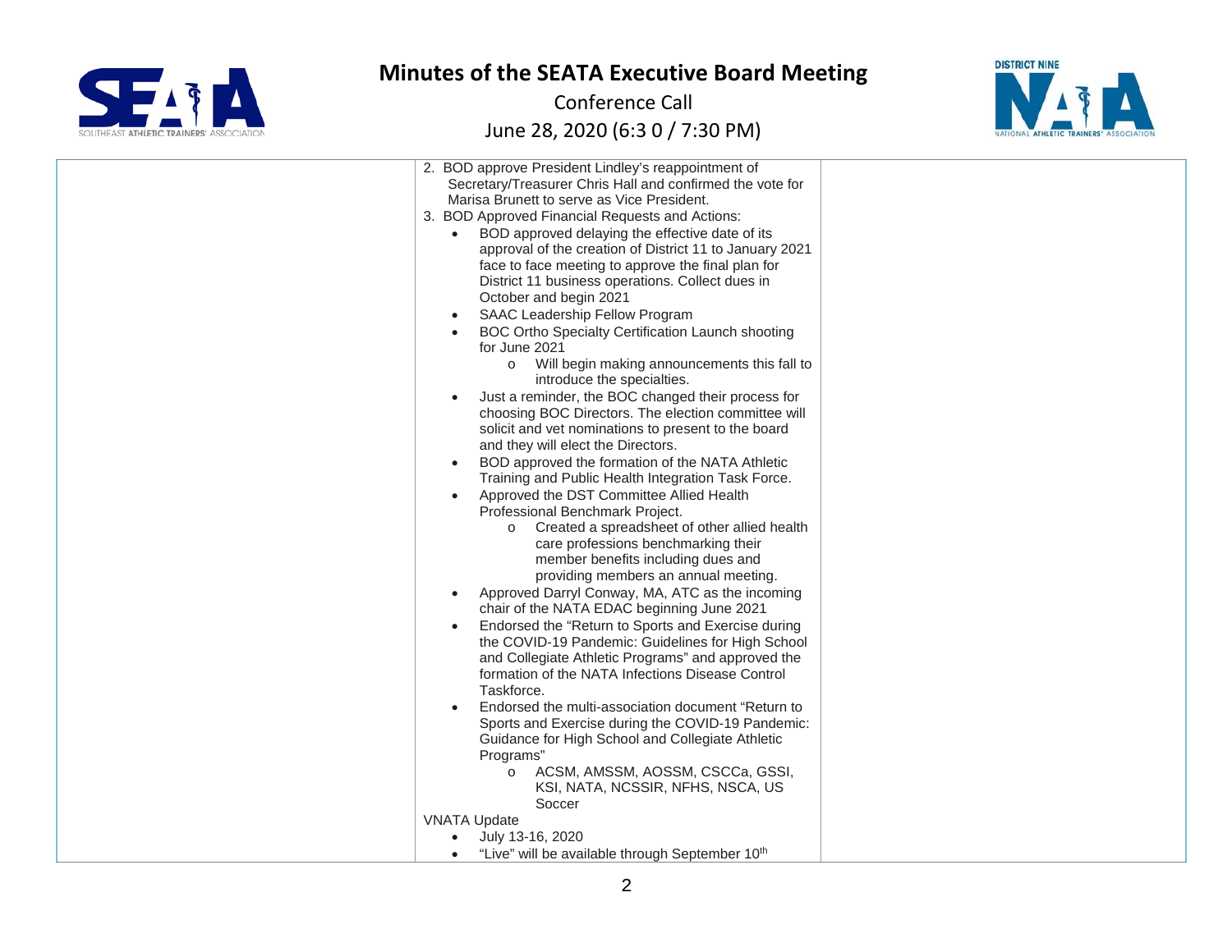2. BOD approve President Lindley's reappointment of Secretary/Treasurer Chris Hall and confirmed the vote for Marisa Brunett to serve as Vice President.
3. BOD Approved Financial Requests and Actions:
    - BOD approved delaying the effective date of its approval of the creation of District 11 to January 2021 face to face meeting to approve the final plan for District 11 business operations. Collect dues in October and begin 2021
    - SAAC Leadership Fellow Program
    - BOC Ortho Specialty Certification Launch shooting for June 2021
        - Will begin making announcements this fall to introduce the specialties.
    - Just a reminder, the BOC changed their process for choosing BOC Directors. The election committee will solicit and vet nominations to present to the board and they will elect the Directors.
    - BOD approved the formation of the NATA Athletic Training and Public Health Integration Task Force.
    - Approved the DST Committee Allied Health Professional Benchmark Project.
        - Created a spreadsheet of other allied health care professions benchmarking their member benefits including dues and providing members an annual meeting.
    - Approved Darryl Conway, MA, ATC as the incoming chair of the NATA EDAC beginning June 2021
    - Endorsed the "Return to Sports and Exercise during the COVID-19 Pandemic: Guidelines for High School and Collegiate Athletic Programs" and approved the formation of the NATA Infections Disease Control Taskforce.
    - Endorsed the multi-association document "Return to Sports and Exercise during the COVID-19 Pandemic: Guidance for High School and Collegiate Athletic Programs"
        - ACSM, AMSSM, AOSSM, CSCCa, GSSI, KSI, NATA, NCSSIR, NFHS, NSCA, US Soccer

VNATA Update

- July 13-16, 2020
- "Live" will be available through September 10th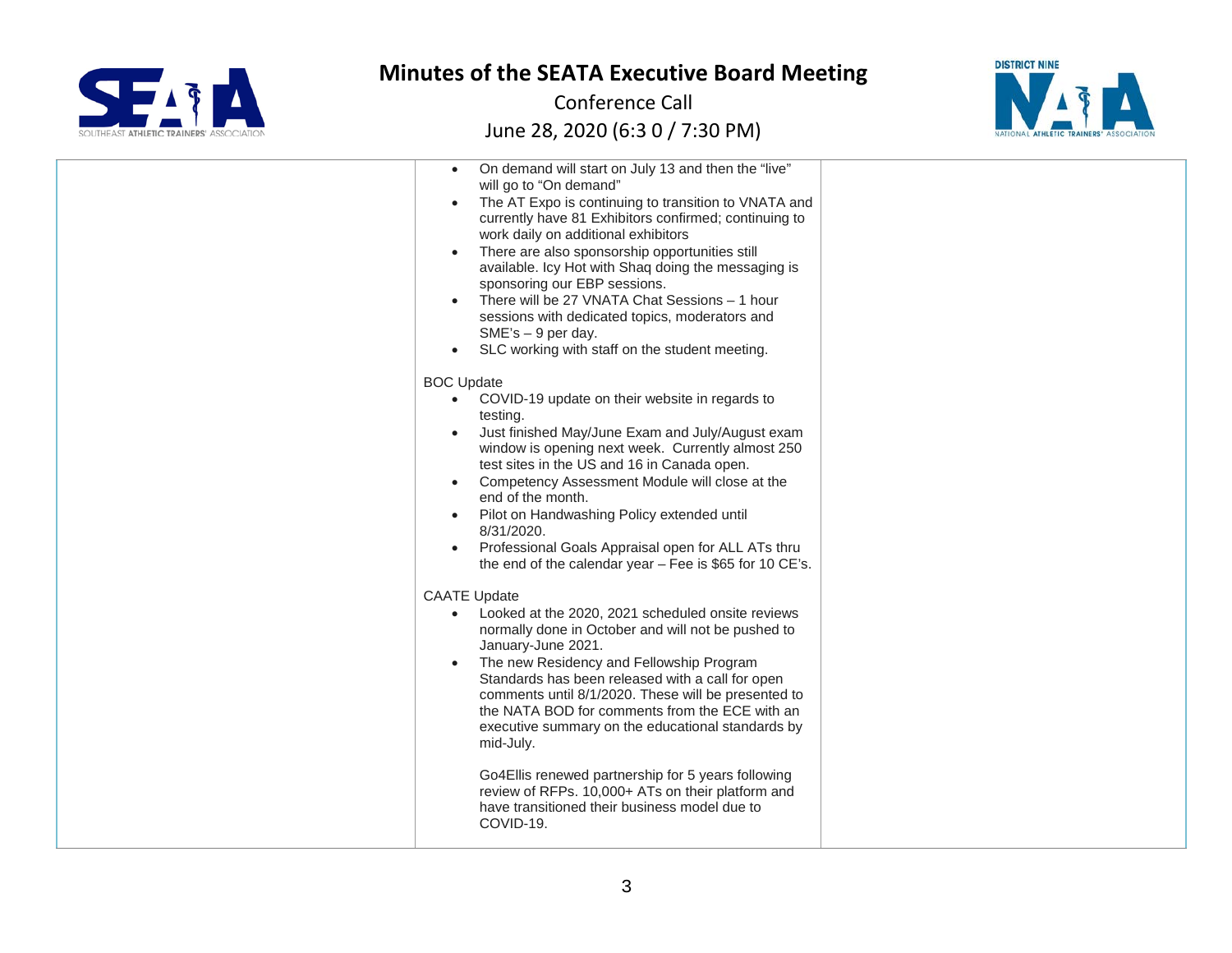# Minutes of the SEATA Executive Board Meeting

Conference Call

June 28, 2020 (6:3 0 / 7:30 PM)

| | | |
|---|---|---|
| | • On demand will start on July 13 and then the "live" will go to "On demand"<br>• The AT Expo is continuing to transition to VNATA and currently have 81 Exhibitors confirmed; continuing to work daily on additional exhibitors<br>• There are also sponsorship opportunities still available. Icy Hot with Shaq doing the messaging is sponsoring our EBP sessions.<br>• There will be 27 VNATA Chat Sessions – 1 hour sessions with dedicated topics, moderators and SME's – 9 per day.<br>• SLC working with staff on the student meeting.<br><br>BOC Update<br>• COVID-19 update on their website in regards to testing.<br>• Just finished May/June Exam and July/August exam window is opening next week. Currently almost 250 test sites in the US and 16 in Canada open.<br>• Competency Assessment Module will close at the end of the month.<br>• Pilot on Handwashing Policy extended until 8/31/2020.<br>• Professional Goals Appraisal open for ALL ATs thru the end of the calendar year – Fee is $65 for 10 CE's.<br><br>CAATE Update<br>• Looked at the 2020, 2021 scheduled onsite reviews normally done in October and will not be pushed to January-June 2021.<br>• The new Residency and Fellowship Program Standards has been released with a call for open comments until 8/1/2020. These will be presented to the NATA BOD for comments from the ECE with an executive summary on the educational standards by mid-July.<br><br>Go4Ellis renewed partnership for 5 years following review of RFPs. 10,000+ ATs on their platform and have transitioned their business model due to COVID-19. | |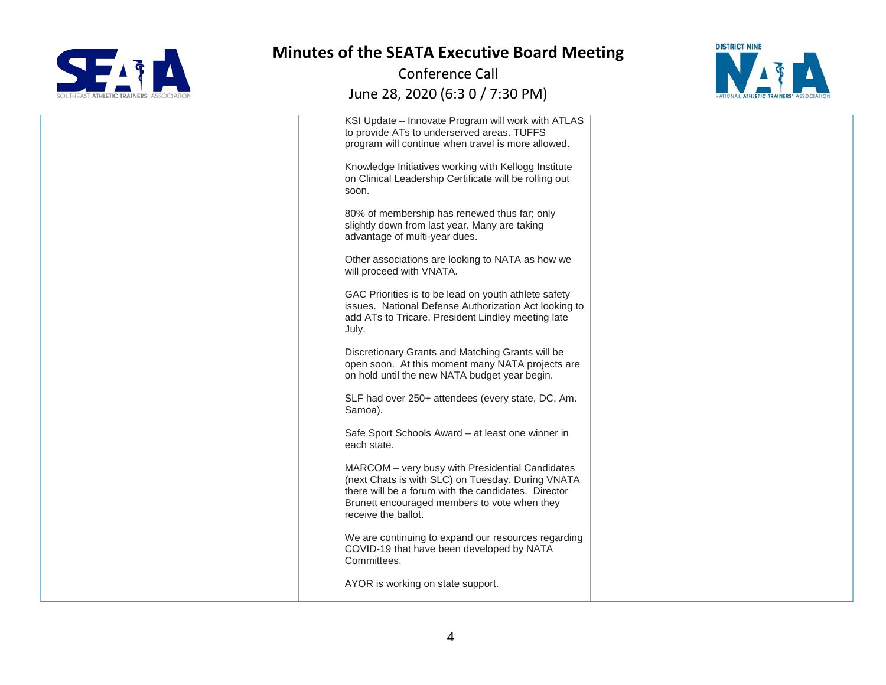| | | |
|---|---|---|
| | KSI Update – Innovate Program will work with ATLAS to provide ATs to underserved areas. TUFFS program will continue when travel is more allowed.<br><br>Knowledge Initiatives working with Kellogg Institute on Clinical Leadership Certificate will be rolling out soon.<br><br>80% of membership has renewed thus far; only slightly down from last year. Many are taking advantage of multi-year dues.<br><br>Other associations are looking to NATA as how we will proceed with VNATA.<br><br>GAC Priorities is to be lead on youth athlete safety issues. National Defense Authorization Act looking to add ATs to Tricare. President Lindley meeting late July.<br><br>Discretionary Grants and Matching Grants will be open soon. At this moment many NATA projects are on hold until the new NATA budget year begin.<br><br>SLF had over 250+ attendees (every state, DC, Am. Samoa).<br><br>Safe Sport Schools Award – at least one winner in each state.<br><br>MARCOM – very busy with Presidential Candidates (next Chats is with SLC) on Tuesday. During VNATA there will be a forum with the candidates. Director Brunett encouraged members to vote when they receive the ballot.<br><br>We are continuing to expand our resources regarding COVID-19 that have been developed by NATA Committees.<br><br>AYOR is working on state support. | |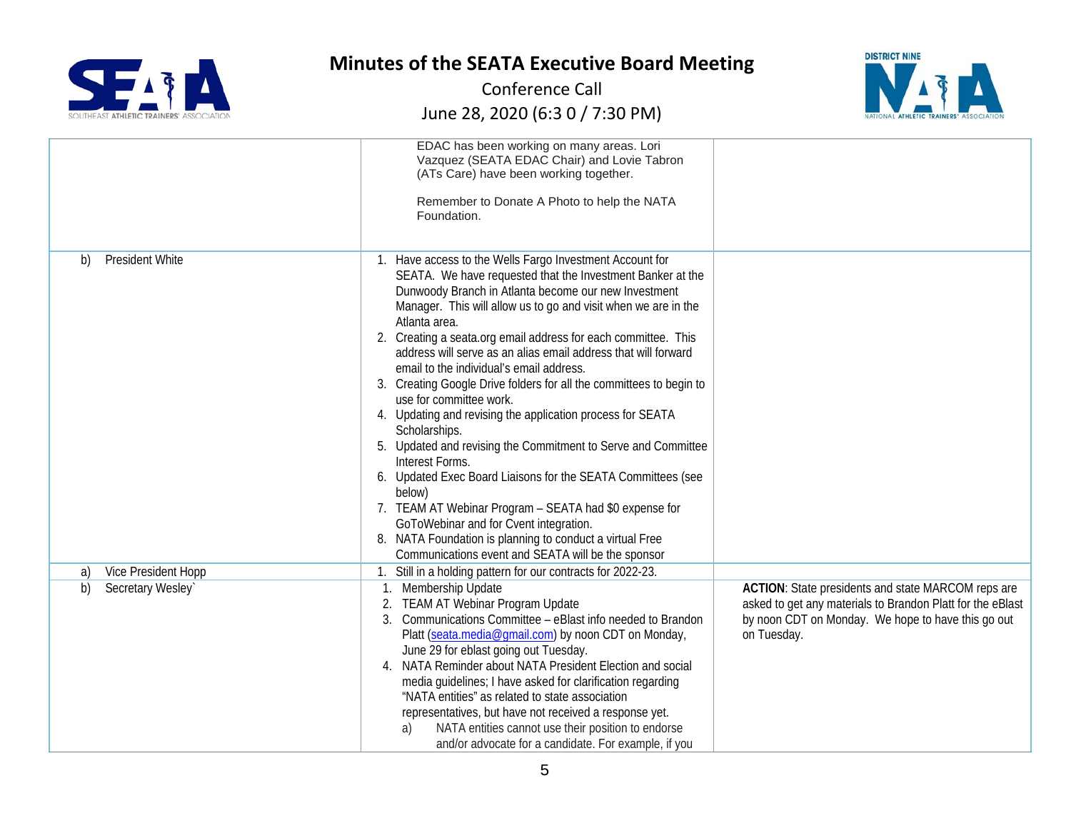# Minutes of the SEATA Executive Board Meeting

Conference Call

June 28, 2020 (6:3 0 / 7:30 PM)

| | | |
|---|---|---|
| | EDAC has been working on many areas. Lori Vazquez (SEATA EDAC Chair) and Lovie Tabron (ATs Care) have been working together.<br><br>Remember to Donate A Photo to help the NATA Foundation. | |
| b) President White | 1. Have access to the Wells Fargo Investment Account for SEATA. We have requested that the Investment Banker at the Dunwoody Branch in Atlanta become our new Investment Manager. This will allow us to go and visit when we are in the Atlanta area.<br>2. Creating a seata.org email address for each committee. This address will serve as an alias email address that will forward email to the individual's email address.<br>3. Creating Google Drive folders for all the committees to begin to use for committee work.<br>4. Updating and revising the application process for SEATA Scholarships.<br>5. Updated and revising the Commitment to Serve and Committee Interest Forms.<br>6. Updated Exec Board Liaisons for the SEATA Committees (see below)<br>7. TEAM AT Webinar Program – SEATA had $0 expense for GoToWebinar and for Cvent integration.<br>8. NATA Foundation is planning to conduct a virtual Free Communications event and SEATA will be the sponsor | |
| a) Vice President Hopp | 1. Still in a holding pattern for our contracts for 2022-23. | |
| b) Secretary Wesley` | 1. Membership Update<br>2. TEAM AT Webinar Program Update<br>3. Communications Committee – eBlast info needed to Brandon Platt (seata.media@gmail.com) by noon CDT on Monday, June 29 for eblast going out Tuesday.<br>4. NATA Reminder about NATA President Election and social media guidelines; I have asked for clarification regarding "NATA entities" as related to state association representatives, but have not received a response yet.<br>a) NATA entities cannot use their position to endorse and/or advocate for a candidate. For example, if you | **ACTION**: State presidents and state MARCOM reps are asked to get any materials to Brandon Platt for the eBlast by noon CDT on Monday. We hope to have this go out on Tuesday. |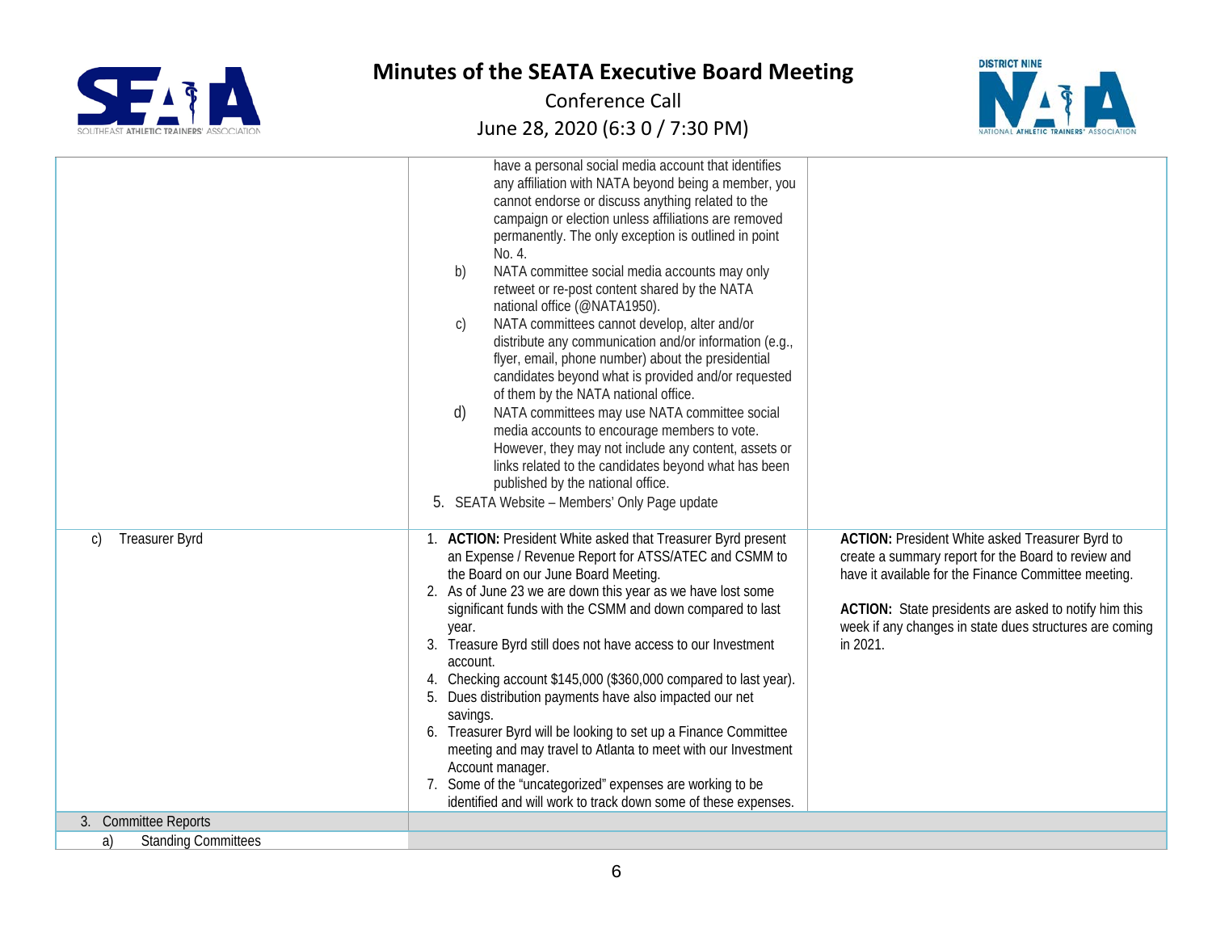| | | |
|---|---|---|
| | have a personal social media account that identifies any affiliation with NATA beyond being a member, you cannot endorse or discuss anything related to the campaign or election unless affiliations are removed permanently. The only exception is outlined in point No. 4.<br>b) NATA committee social media accounts may only retweet or re-post content shared by the NATA national office (@NATA1950).<br>c) NATA committees cannot develop, alter and/or distribute any communication and/or information (e.g., flyer, email, phone number) about the presidential candidates beyond what is provided and/or requested of them by the NATA national office.<br>d) NATA committees may use NATA committee social media accounts to encourage members to vote. However, they may not include any content, assets or links related to the candidates beyond what has been published by the national office.<br>5. SEATA Website – Members' Only Page update | |
| c) Treasurer Byrd | 1. **ACTION:** President White asked that Treasurer Byrd present an Expense / Revenue Report for ATSS/ATEC and CSMM to the Board on our June Board Meeting.<br>2. As of June 23 we are down this year as we have lost some significant funds with the CSMM and down compared to last year.<br>3. Treasure Byrd still does not have access to our Investment account.<br>4. Checking account $145,000 ($360,000 compared to last year).<br>5. Dues distribution payments have also impacted our net savings.<br>6. Treasurer Byrd will be looking to set up a Finance Committee meeting and may travel to Atlanta to meet with our Investment Account manager.<br>7. Some of the "uncategorized" expenses are working to be identified and will work to track down some of these expenses. | **ACTION:** President White asked Treasurer Byrd to create a summary report for the Board to review and have it available for the Finance Committee meeting.<br><br>**ACTION:** State presidents are asked to notify him this week if any changes in state dues structures are coming in 2021. |
| 3. Committee Reports | | |
| a) Standing Committees | | |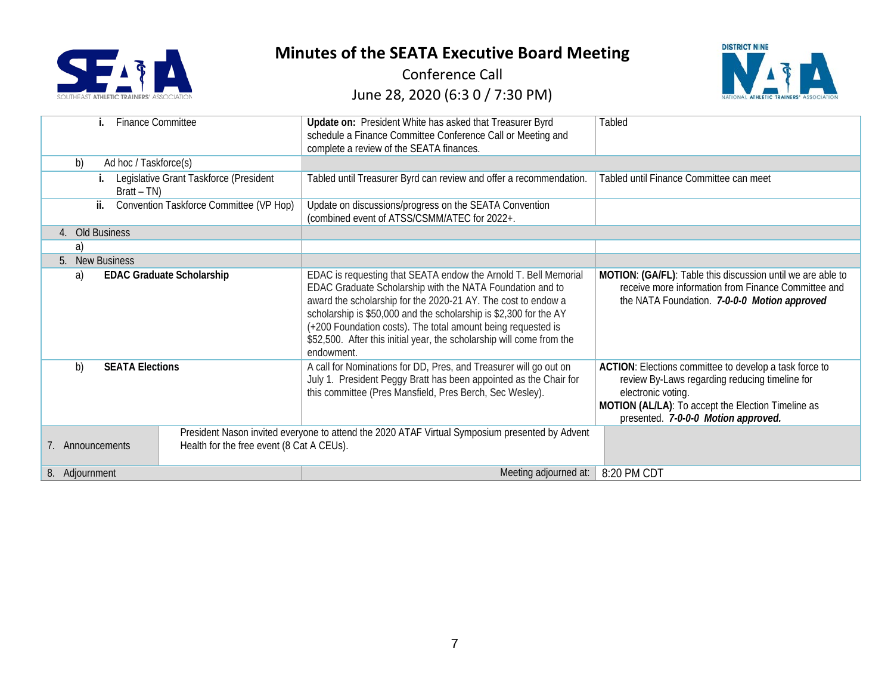# Minutes of the SEATA Executive Board Meeting

Conference Call

June 28, 2020 (6:3 0 / 7:30 PM)

| | | |
|---|---|---|
| i. Finance Committee | **Update on:** President White has asked that Treasurer Byrd schedule a Finance Committee Conference Call or Meeting and complete a review of the SEATA finances. | Tabled |
| b) Ad hoc / Taskforce(s) | | |
| i. Legislative Grant Taskforce (President Bratt – TN) | Tabled until Treasurer Byrd can review and offer a recommendation. | Tabled until Finance Committee can meet |
| ii. Convention Taskforce Committee (VP Hop) | Update on discussions/progress on the SEATA Convention (combined event of ATSS/CSMM/ATEC for 2022+. | |
| 4. Old Business | | |
| a) | | |
| 5. New Business | | |
| a) **EDAC Graduate Scholarship** | EDAC is requesting that SEATA endow the Arnold T. Bell Memorial EDAC Graduate Scholarship with the NATA Foundation and to award the scholarship for the 2020-21 AY. The cost to endow a scholarship is $50,000 and the scholarship is $2,300 for the AY (+200 Foundation costs). The total amount being requested is $52,500. After this initial year, the scholarship will come from the endowment. | **MOTION**: **(GA/FL)**: Table this discussion until we are able to receive more information from Finance Committee and the NATA Foundation. ***7-0-0-0 Motion approved*** |
| b) **SEATA Elections** | A call for Nominations for DD, Pres, and Treasurer will go out on July 1. President Peggy Bratt has been appointed as the Chair for this committee (Pres Mansfield, Pres Berch, Sec Wesley). | **ACTION**: Elections committee to develop a task force to review By-Laws regarding reducing timeline for electronic voting.<br>**MOTION (AL/LA)**: To accept the Election Timeline as presented. ***7-0-0-0 Motion approved.*** |
| 7. Announcements | President Nason invited everyone to attend the 2020 ATAF Virtual Symposium presented by Advent Health for the free event (8 Cat A CEUs). | |
| 8. Adjournment | Meeting adjourned at: | 8:20 PM CDT |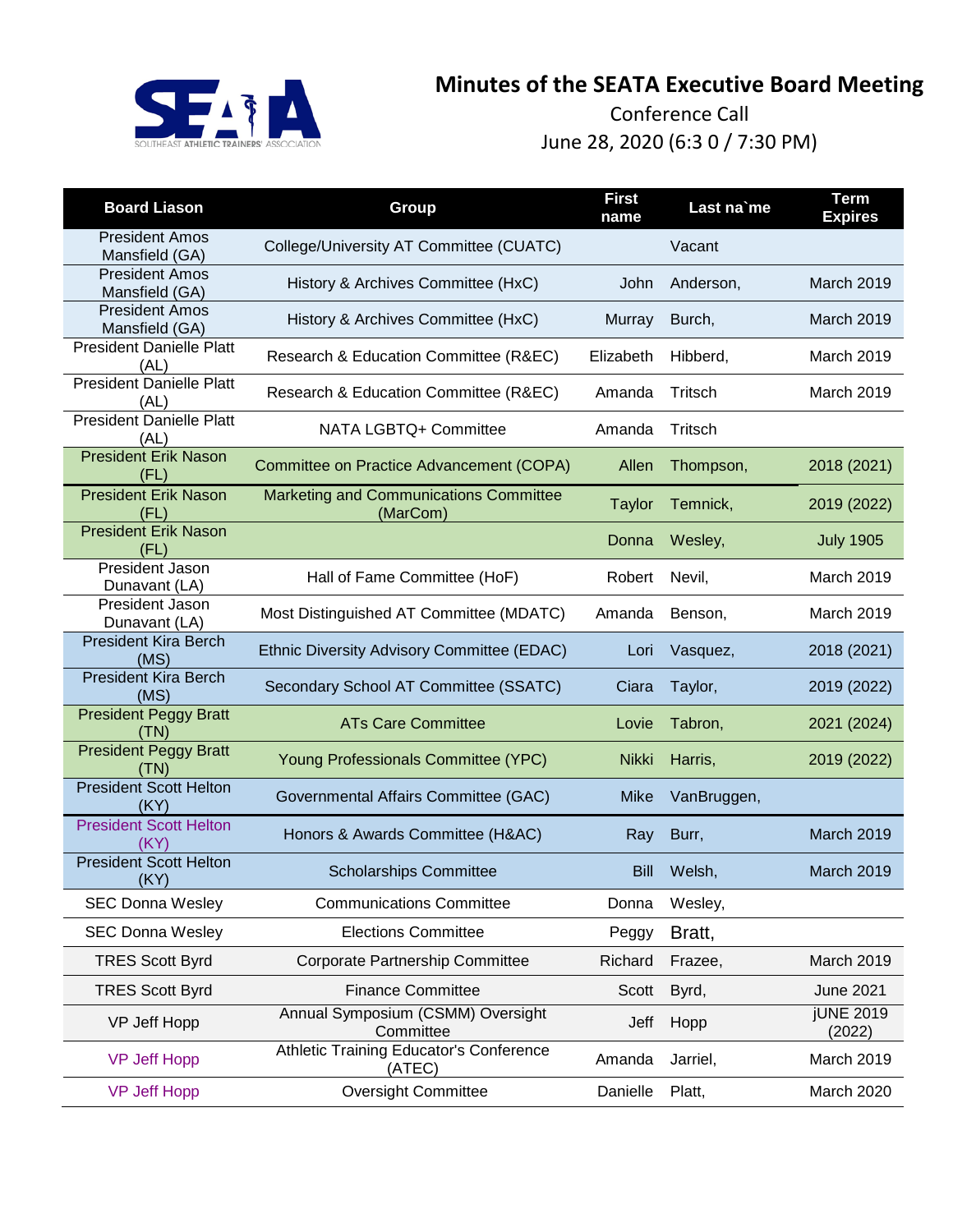# Minutes of the SEATA Executive Board Meeting

Conference Call

June 28, 2020 (6:3 0 / 7:30 PM)

| Board Liason | Group | First name | Last na`me | Term Expires |
|---|---|---|---|---|
| President Amos Mansfield (GA) | College/University AT Committee (CUATC) | | Vacant | |
| President Amos Mansfield (GA) | History & Archives Committee (HxC) | John | Anderson, | March 2019 |
| President Amos Mansfield (GA) | History & Archives Committee (HxC) | Murray | Burch, | March 2019 |
| President Danielle Platt (AL) | Research & Education Committee (R&EC) | Elizabeth | Hibberd, | March 2019 |
| President Danielle Platt (AL) | Research & Education Committee (R&EC) | Amanda | Tritsch | March 2019 |
| President Danielle Platt (AL) | NATA LGBTQ+ Committee | Amanda | Tritsch | |
| President Erik Nason (FL) | Committee on Practice Advancement (COPA) | Allen | Thompson, | 2018 (2021) |
| President Erik Nason (FL) | Marketing and Communications Committee (MarCom) | Taylor | Temnick, | 2019 (2022) |
| President Erik Nason (FL) | | Donna | Wesley, | July 1905 |
| President Jason Dunavant (LA) | Hall of Fame Committee (HoF) | Robert | Nevil, | March 2019 |
| President Jason Dunavant (LA) | Most Distinguished AT Committee (MDATC) | Amanda | Benson, | March 2019 |
| President Kira Berch (MS) | Ethnic Diversity Advisory Committee (EDAC) | Lori | Vasquez, | 2018 (2021) |
| President Kira Berch (MS) | Secondary School AT Committee (SSATC) | Ciara | Taylor, | 2019 (2022) |
| President Peggy Bratt (TN) | ATs Care Committee | Lovie | Tabron, | 2021 (2024) |
| President Peggy Bratt (TN) | Young Professionals Committee (YPC) | Nikki | Harris, | 2019 (2022) |
| President Scott Helton (KY) | Governmental Affairs Committee (GAC) | Mike | VanBruggen, | |
| President Scott Helton (KY) | Honors & Awards Committee (H&AC) | Ray | Burr, | March 2019 |
| President Scott Helton (KY) | Scholarships Committee | Bill | Welsh, | March 2019 |
| SEC Donna Wesley | Communications Committee | Donna | Wesley, | |
| SEC Donna Wesley | Elections Committee | Peggy | Bratt, | |
| TRES Scott Byrd | Corporate Partnership Committee | Richard | Frazee, | March 2019 |
| TRES Scott Byrd | Finance Committee | Scott | Byrd, | June 2021 |
| VP Jeff Hopp | Annual Symposium (CSMM) Oversight Committee | Jeff | Hopp | jUNE 2019 (2022) |
| VP Jeff Hopp | Athletic Training Educator's Conference (ATEC) | Amanda | Jarriel, | March 2019 |
| VP Jeff Hopp | Oversight Committee | Danielle | Platt, | March 2020 |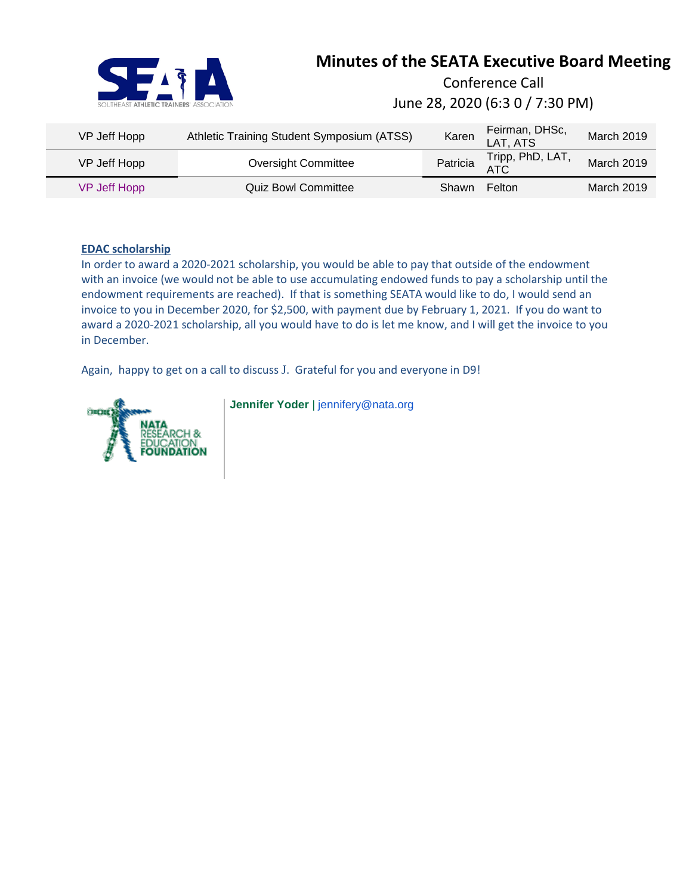# Minutes of the SEATA Executive Board Meeting

Conference Call

June 28, 2020 (6:3 0 / 7:30 PM)

| | | | | |
|---|---|---|---|---|
| VP Jeff Hopp | Athletic Training Student Symposium (ATSS) | Karen | Feirman, DHSc, LAT, ATS | March 2019 |
| VP Jeff Hopp | Oversight Committee | Patricia | Tripp, PhD, LAT, ATC | March 2019 |
| VP Jeff Hopp | Quiz Bowl Committee | Shawn | Felton | March 2019 |

**EDAC scholarship**

In order to award a 2020-2021 scholarship, you would be able to pay that outside of the endowment with an invoice (we would not be able to use accumulating endowed funds to pay a scholarship until the endowment requirements are reached). If that is something SEATA would like to do, I would send an invoice to you in December 2020, for $2,500, with payment due by February 1, 2021. If you do want to award a 2020-2021 scholarship, all you would have to do is let me know, and I will get the invoice to you in December.

Again, happy to get on a call to discuss J. Grateful for you and everyone in D9!

NATA RESEARCH & EDUCATION FOUNDATION

**Jennifer Yoder** | jennifery@nata.org